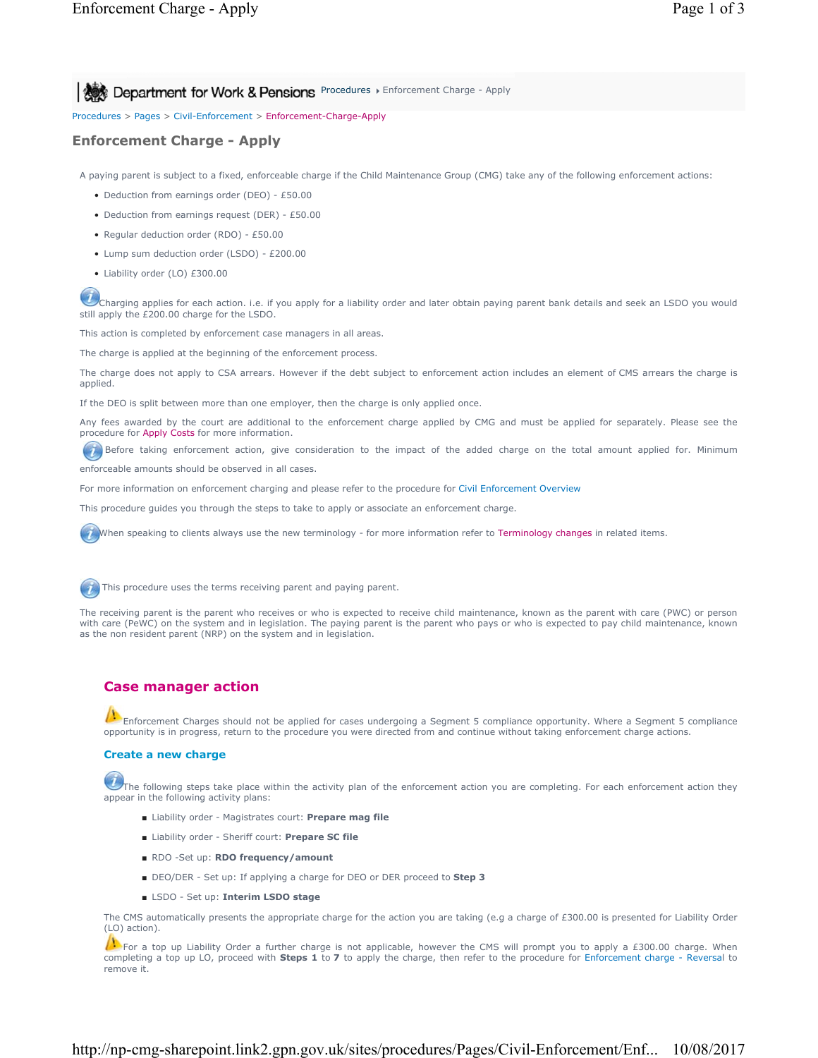Department for Work & Pensions Procedures ▸ Enforcement Charge - Apply

Procedures > Pages > Civil-Enforcement > Enforcement-Charge-Apply

# Enforcement Charge - Apply

A paying parent is subject to a fixed, enforceable charge if the Child Maintenance Group (CMG) take any of the following enforcement actions:

- Deduction from earnings order (DEO) - £50.00
- Deduction from earnings request (DER) - £50.00
- Regular deduction order (RDO) - £50.00
- Lump sum deduction order (LSDO) - £200.00
- Liability order (LO) £300.00

Charging applies for each action. i.e. if you apply for a liability order and later obtain paying parent bank details and seek an LSDO you would still apply the £200.00 charge for the LSDO.

This action is completed by enforcement case managers in all areas.

The charge is applied at the beginning of the enforcement process.

The charge does not apply to CSA arrears. However if the debt subject to enforcement action includes an element of CMS arrears the charge is applied.

If the DEO is split between more than one employer, then the charge is only applied once.

Any fees awarded by the court are additional to the enforcement charge applied by CMG and must be applied for separately. Please see the procedure for Apply Costs for more information.

Before taking enforcement action, give consideration to the impact of the added charge on the total amount applied for. Minimum enforceable amounts should be observed in all cases.

For more information on enforcement charging and please refer to the procedure for Civil Enforcement Overview

This procedure guides you through the steps to take to apply or associate an enforcement charge.

When speaking to clients always use the new terminology - for more information refer to Terminology changes in related items.

This procedure uses the terms receiving parent and paying parent.

The receiving parent is the parent who receives or who is expected to receive child maintenance, known as the parent with care (PWC) or person with care (PeWC) on the system and in legislation. The paying parent is the parent who pays or who is expected to pay child maintenance, known as the non resident parent (NRP) on the system and in legislation.

## Case manager action

Enforcement Charges should not be applied for cases undergoing a Segment 5 compliance opportunity. Where a Segment 5 compliance opportunity is in progress, return to the procedure you were directed from and continue without taking enforcement charge actions.

### Create a new charge

The following steps take place within the activity plan of the enforcement action you are completing. For each enforcement action they appear in the following activity plans:

- Liability order - Magistrates court: **Prepare mag file**
- Liability order - Sheriff court: **Prepare SC file**
- RDO -Set up: **RDO frequency/amount**
- DEO/DER - Set up: If applying a charge for DEO or DER proceed to **Step 3**
- LSDO - Set up: **Interim LSDO stage**

The CMS automatically presents the appropriate charge for the action you are taking (e.g a charge of £300.00 is presented for Liability Order (LO) action).

For a top up Liability Order a further charge is not applicable, however the CMS will prompt you to apply a £300.00 charge. When completing a top up LO, proceed with **Steps 1** to **7** to apply the charge, then refer to the procedure for Enforcement charge - Reversal to remove it.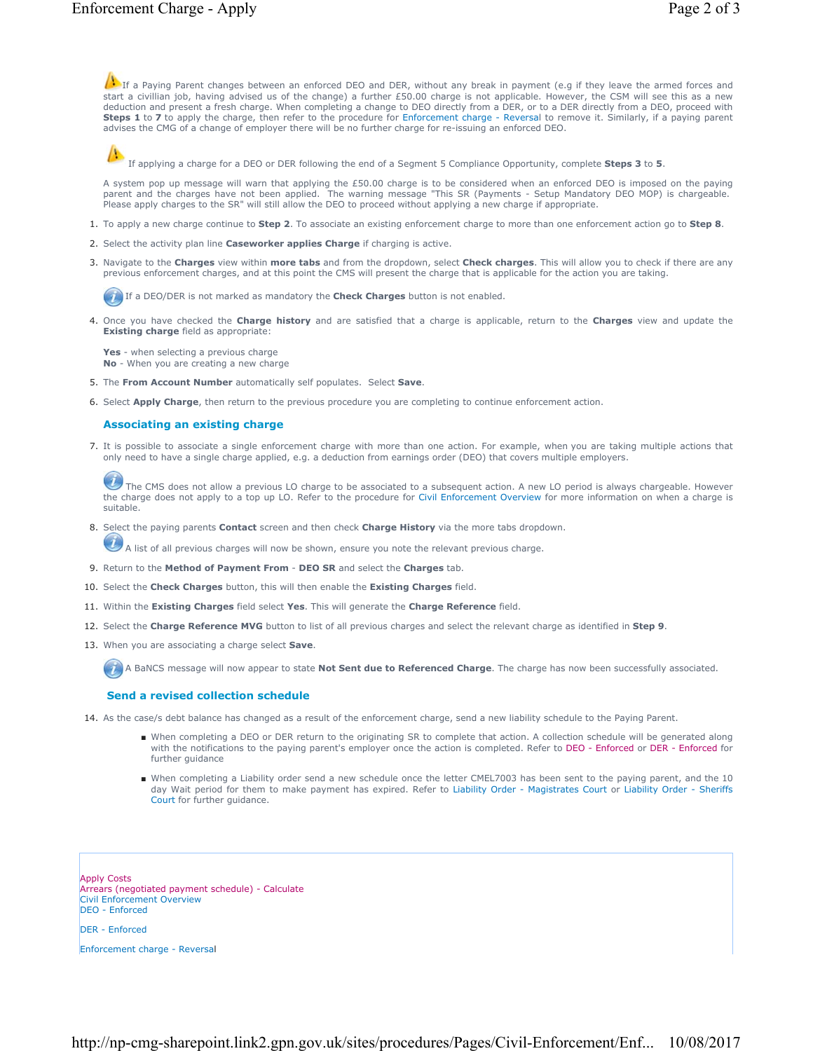If a Paying Parent changes between an enforced DEO and DER, without any break in payment (e.g if they leave the armed forces and start a civillian job, having advised us of the change) a further £50.00 charge is not applicable. However, the CSM will see this as a new deduction and present a fresh charge. When completing a change to DEO directly from a DER, or to a DER directly from a DEO, proceed with **Steps 1** to **7** to apply the charge, then refer to the procedure for Enforcement charge - Reversal to remove it. Similarly, if a paying parent advises the CMG of a change of employer there will be no further charge for re-issuing an enforced DEO.

If applying a charge for a DEO or DER following the end of a Segment 5 Compliance Opportunity, complete **Steps 3** to **5**.

A system pop up message will warn that applying the £50.00 charge is to be considered when an enforced DEO is imposed on the paying parent and the charges have not been applied. The warning message "This SR (Payments - Setup Mandatory DEO MOP) is chargeable. Please apply charges to the SR" will still allow the DEO to proceed without applying a new charge if appropriate.

1. To apply a new charge continue to **Step 2**. To associate an existing enforcement charge to more than one enforcement action go to **Step 8**.
2. Select the activity plan line **Caseworker applies Charge** if charging is active.
3. Navigate to the **Charges** view within **more tabs** and from the dropdown, select **Check charges**. This will allow you to check if there are any previous enforcement charges, and at this point the CMS will present the charge that is applicable for the action you are taking.

   If a DEO/DER is not marked as mandatory the **Check Charges** button is not enabled.

4. Once you have checked the **Charge history** and are satisfied that a charge is applicable, return to the **Charges** view and update the **Existing charge** field as appropriate:

   **Yes** - when selecting a previous charge
   **No** - When you are creating a new charge

5. The **From Account Number** automatically self populates. Select **Save**.
6. Select **Apply Charge**, then return to the previous procedure you are completing to continue enforcement action.

### Associating an existing charge

7. It is possible to associate a single enforcement charge with more than one action. For example, when you are taking multiple actions that only need to have a single charge applied, e.g. a deduction from earnings order (DEO) that covers multiple employers.

   The CMS does not allow a previous LO charge to be associated to a subsequent action. A new LO period is always chargeable. However the charge does not apply to a top up LO. Refer to the procedure for Civil Enforcement Overview for more information on when a charge is suitable.

8. Select the paying parents **Contact** screen and then check **Charge History** via the more tabs dropdown.

   A list of all previous charges will now be shown, ensure you note the relevant previous charge.

9. Return to the **Method of Payment From - DEO SR** and select the **Charges** tab.
10. Select the **Check Charges** button, this will then enable the **Existing Charges** field.
11. Within the **Existing Charges** field select **Yes**. This will generate the **Charge Reference** field.
12. Select the **Charge Reference MVG** button to list of all previous charges and select the relevant charge as identified in **Step 9**.
13. When you are associating a charge select **Save**.

    A BaNCS message will now appear to state **Not Sent due to Referenced Charge**. The charge has now been successfully associated.

### Send a revised collection schedule

14. As the case/s debt balance has changed as a result of the enforcement charge, send a new liability schedule to the Paying Parent.
    - When completing a DEO or DER return to the originating SR to complete that action. A collection schedule will be generated along with the notifications to the paying parent's employer once the action is completed. Refer to DEO - Enforced or DER - Enforced for further guidance
    - When completing a Liability order send a new schedule once the letter CMEL7003 has been sent to the paying parent, and the 10 day Wait period for them to make payment has expired. Refer to Liability Order - Magistrates Court or Liability Order - Sheriffs Court for further guidance.

---

Apply Costs
Arrears (negotiated payment schedule) - Calculate
Civil Enforcement Overview
DEO - Enforced

DER - Enforced

Enforcement charge - Reversal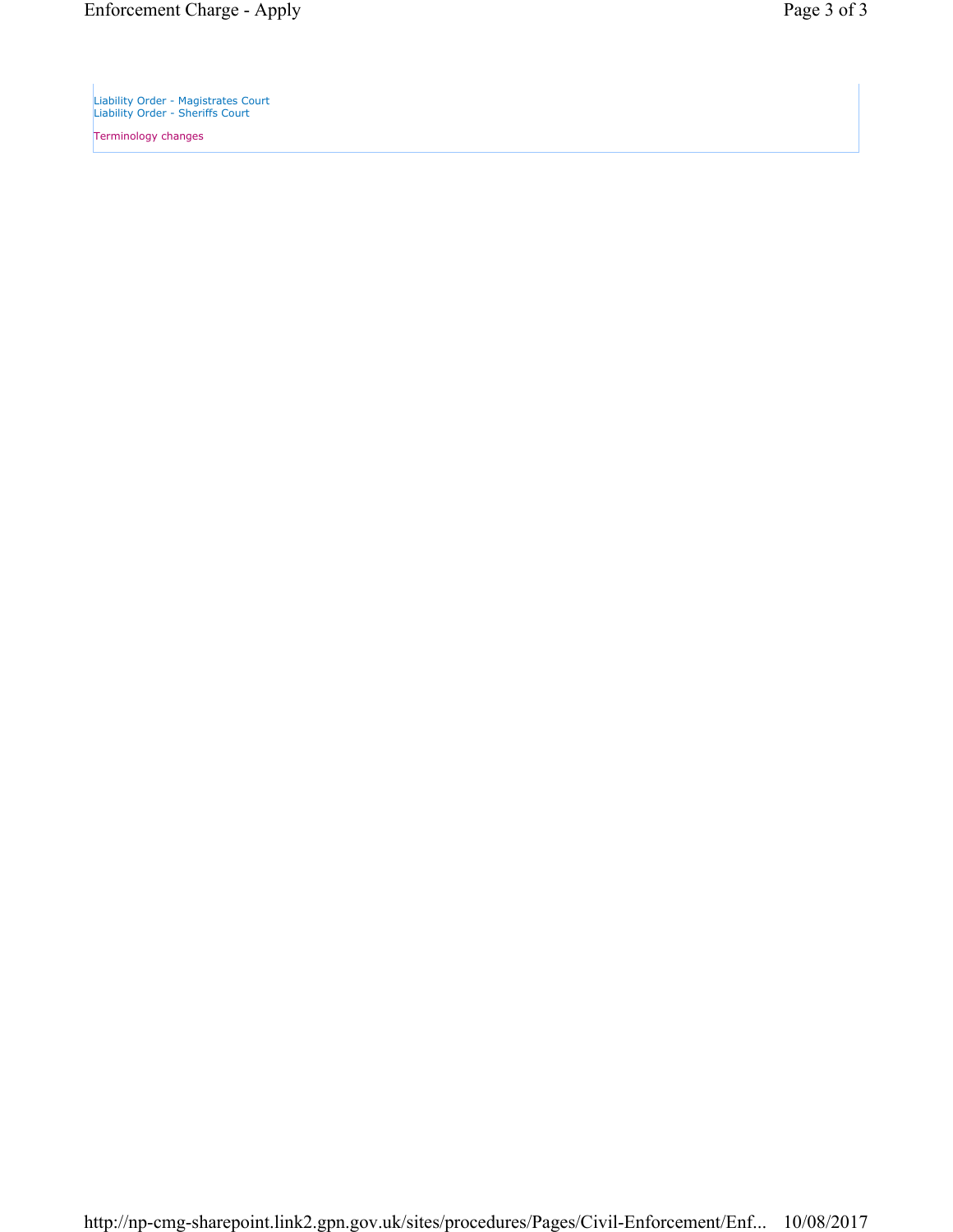Liability Order - Magistrates Court
Liability Order - Sheriffs Court

Terminology changes